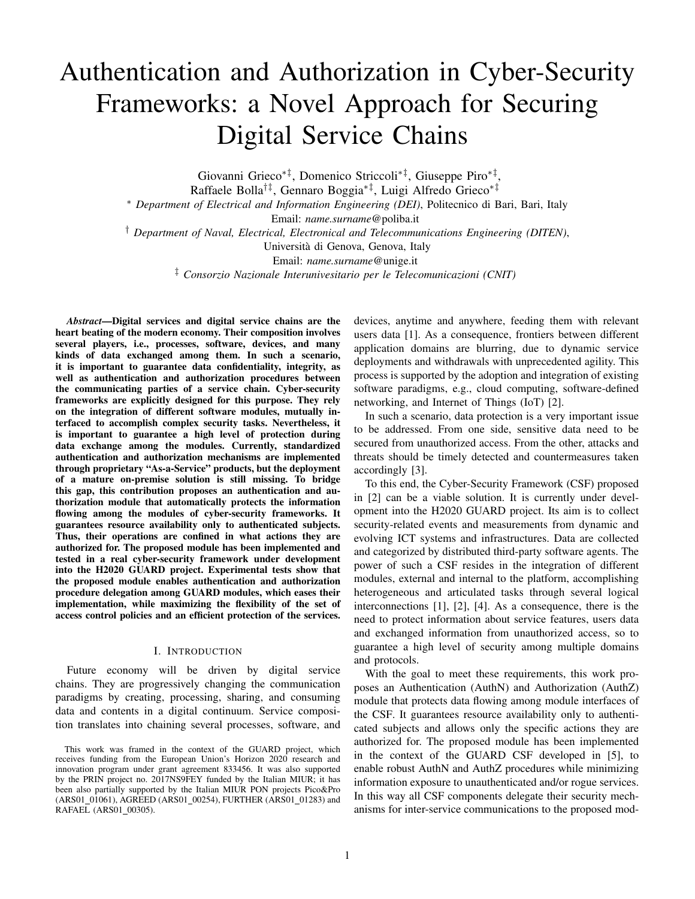# Authentication and Authorization in Cyber-Security Frameworks: a Novel Approach for Securing Digital Service Chains

Giovanni Grieco[∗‡], Domenico Striccoli[∗‡], Giuseppe Piro[∗‡], Raffaele Bolla[†‡], Gennaro Boggia[∗‡], Luigi Alfredo Grieco[∗‡]

[∗] *Department of Electrical and Information Engineering (DEI)*, Politecnico di Bari, Bari, Italy
Email: *name.surname*@poliba.it

[†] *Department of Naval, Electrical, Electronical and Telecommunications Engineering (DITEN)*, Università di Genova, Genova, Italy
Email: *name.surname*@unige.it

[‡] *Consorzio Nazionale Interunivesitario per le Telecomunicazioni (CNIT)*

***Abstract*—Digital services and digital service chains are the heart beating of the modern economy. Their composition involves several players, i.e., processes, software, devices, and many kinds of data exchanged among them. In such a scenario, it is important to guarantee data confidentiality, integrity, as well as authentication and authorization procedures between the communicating parties of a service chain. Cyber-security frameworks are explicitly designed for this purpose. They rely on the integration of different software modules, mutually interfaced to accomplish complex security tasks. Nevertheless, it is important to guarantee a high level of protection during data exchange among the modules. Currently, standardized authentication and authorization mechanisms are implemented through proprietary "As-a-Service" products, but the deployment of a mature on-premise solution is still missing. To bridge this gap, this contribution proposes an authentication and authorization module that automatically protects the information flowing among the modules of cyber-security frameworks. It guarantees resource availability only to authenticated subjects. Thus, their operations are confined in what actions they are authorized for. The proposed module has been implemented and tested in a real cyber-security framework under development into the H2020 GUARD project. Experimental tests show that the proposed module enables authentication and authorization procedure delegation among GUARD modules, which eases their implementation, while maximizing the flexibility of the set of access control policies and an efficient protection of the services.**

## I. Introduction

Future economy will be driven by digital service chains. They are progressively changing the communication paradigms by creating, processing, sharing, and consuming data and contents in a digital continuum. Service composition translates into chaining several processes, software, and devices, anytime and anywhere, feeding them with relevant users data [1]. As a consequence, frontiers between different application domains are blurring, due to dynamic service deployments and withdrawals with unprecedented agility. This process is supported by the adoption and integration of existing software paradigms, e.g., cloud computing, software-defined networking, and Internet of Things (IoT) [2].

In such a scenario, data protection is a very important issue to be addressed. From one side, sensitive data need to be secured from unauthorized access. From the other, attacks and threats should be timely detected and countermeasures taken accordingly [3].

To this end, the Cyber-Security Framework (CSF) proposed in [2] can be a viable solution. It is currently under development into the H2020 GUARD project. Its aim is to collect security-related events and measurements from dynamic and evolving ICT systems and infrastructures. Data are collected and categorized by distributed third-party software agents. The power of such a CSF resides in the integration of different modules, external and internal to the platform, accomplishing heterogeneous and articulated tasks through several logical interconnections [1], [2], [4]. As a consequence, there is the need to protect information about service features, users data and exchanged information from unauthorized access, so to guarantee a high level of security among multiple domains and protocols.

With the goal to meet these requirements, this work proposes an Authentication (AuthN) and Authorization (AuthZ) module that protects data flowing among module interfaces of the CSF. It guarantees resource availability only to authenticated subjects and allows only the specific actions they are authorized for. The proposed module has been implemented in the context of the GUARD CSF developed in [5], to enable robust AuthN and AuthZ procedures while minimizing information exposure to unauthenticated and/or rogue services. In this way all CSF components delegate their security mechanisms for inter-service communications to the proposed mod-

This work was framed in the context of the GUARD project, which receives funding from the European Union's Horizon 2020 research and innovation program under grant agreement 833456. It was also supported by the PRIN project no. 2017NS9FEY funded by the Italian MIUR; it has been also partially supported by the Italian MIUR PON projects Pico&Pro (ARS01_01061), AGREED (ARS01_00254), FURTHER (ARS01_01283) and RAFAEL (ARS01_00305).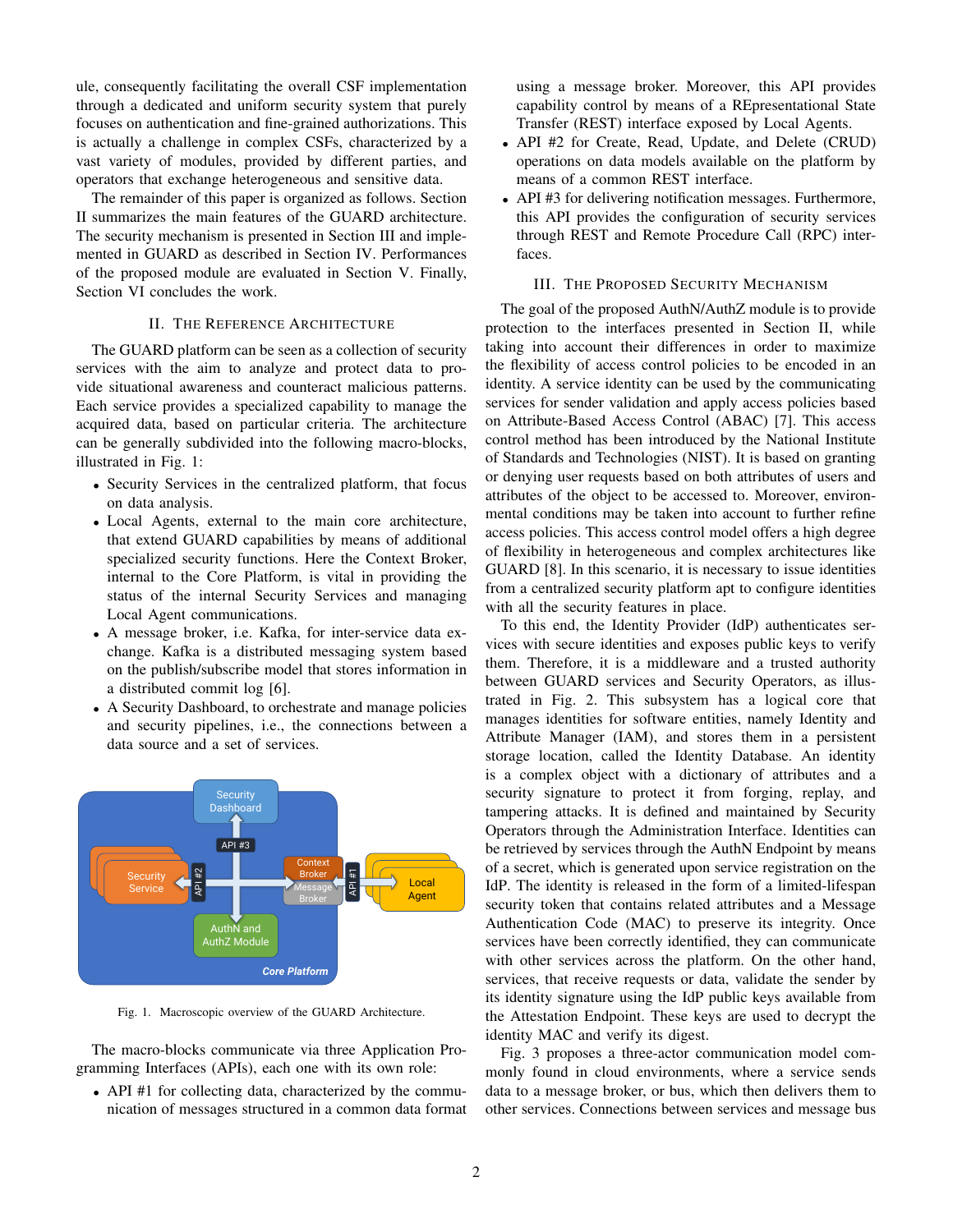ule, consequently facilitating the overall CSF implementation through a dedicated and uniform security system that purely focuses on authentication and fine-grained authorizations. This is actually a challenge in complex CSFs, characterized by a vast variety of modules, provided by different parties, and operators that exchange heterogeneous and sensitive data.

The remainder of this paper is organized as follows. Section II summarizes the main features of the GUARD architecture. The security mechanism is presented in Section III and implemented in GUARD as described in Section IV. Performances of the proposed module are evaluated in Section V. Finally, Section VI concludes the work.

## II. The Reference Architecture

The GUARD platform can be seen as a collection of security services with the aim to analyze and protect data to provide situational awareness and counteract malicious patterns. Each service provides a specialized capability to manage the acquired data, based on particular criteria. The architecture can be generally subdivided into the following macro-blocks, illustrated in Fig. 1:

- Security Services in the centralized platform, that focus on data analysis.
- Local Agents, external to the main core architecture, that extend GUARD capabilities by means of additional specialized security functions. Here the Context Broker, internal to the Core Platform, is vital in providing the status of the internal Security Services and managing Local Agent communications.
- A message broker, i.e. Kafka, for inter-service data exchange. Kafka is a distributed messaging system based on the publish/subscribe model that stores information in a distributed commit log [6].
- A Security Dashboard, to orchestrate and manage policies and security pipelines, i.e., the connections between a data source and a set of services.

Fig. 1. Macroscopic overview of the GUARD Architecture.

The macro-blocks communicate via three Application Programming Interfaces (APIs), each one with its own role:

- API #1 for collecting data, characterized by the communication of messages structured in a common data format using a message broker. Moreover, this API provides capability control by means of a REpresentational State Transfer (REST) interface exposed by Local Agents.
- API #2 for Create, Read, Update, and Delete (CRUD) operations on data models available on the platform by means of a common REST interface.
- API #3 for delivering notification messages. Furthermore, this API provides the configuration of security services through REST and Remote Procedure Call (RPC) interfaces.

## III. The Proposed Security Mechanism

The goal of the proposed AuthN/AuthZ module is to provide protection to the interfaces presented in Section II, while taking into account their differences in order to maximize the flexibility of access control policies to be encoded in an identity. A service identity can be used by the communicating services for sender validation and apply access policies based on Attribute-Based Access Control (ABAC) [7]. This access control method has been introduced by the National Institute of Standards and Technologies (NIST). It is based on granting or denying user requests based on both attributes of users and attributes of the object to be accessed to. Moreover, environmental conditions may be taken into account to further refine access policies. This access control model offers a high degree of flexibility in heterogeneous and complex architectures like GUARD [8]. In this scenario, it is necessary to issue identities from a centralized security platform apt to configure identities with all the security features in place.

To this end, the Identity Provider (IdP) authenticates services with secure identities and exposes public keys to verify them. Therefore, it is a middleware and a trusted authority between GUARD services and Security Operators, as illustrated in Fig. 2. This subsystem has a logical core that manages identities for software entities, namely Identity and Attribute Manager (IAM), and stores them in a persistent storage location, called the Identity Database. An identity is a complex object with a dictionary of attributes and a security signature to protect it from forging, replay, and tampering attacks. It is defined and maintained by Security Operators through the Administration Interface. Identities can be retrieved by services through the AuthN Endpoint by means of a secret, which is generated upon service registration on the IdP. The identity is released in the form of a limited-lifespan security token that contains related attributes and a Message Authentication Code (MAC) to preserve its integrity. Once services have been correctly identified, they can communicate with other services across the platform. On the other hand, services, that receive requests or data, validate the sender by its identity signature using the IdP public keys available from the Attestation Endpoint. These keys are used to decrypt the identity MAC and verify its digest.

Fig. 3 proposes a three-actor communication model commonly found in cloud environments, where a service sends data to a message broker, or bus, which then delivers them to other services. Connections between services and message bus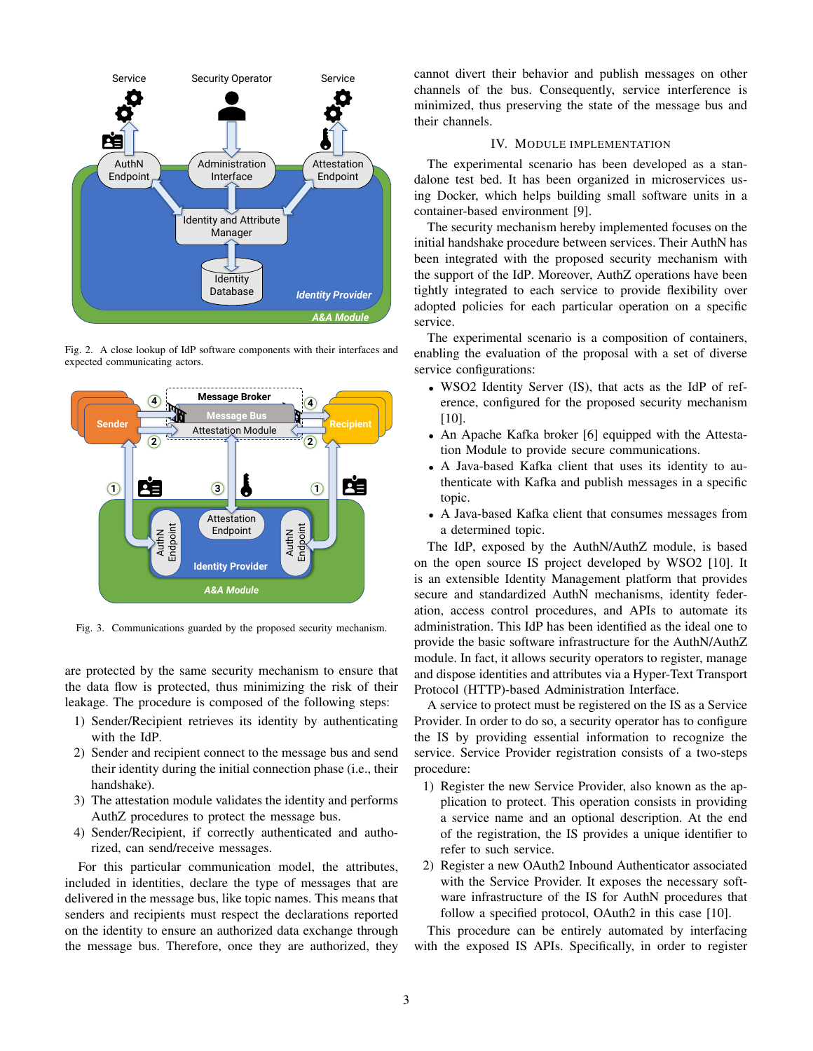Fig. 2. A close lookup of IdP software components with their interfaces and expected communicating actors.

Fig. 3. Communications guarded by the proposed security mechanism.

are protected by the same security mechanism to ensure that the data flow is protected, thus minimizing the risk of their leakage. The procedure is composed of the following steps:

1) Sender/Recipient retrieves its identity by authenticating with the IdP.
2) Sender and recipient connect to the message bus and send their identity during the initial connection phase (i.e., their handshake).
3) The attestation module validates the identity and performs AuthZ procedures to protect the message bus.
4) Sender/Recipient, if correctly authenticated and authorized, can send/receive messages.

For this particular communication model, the attributes, included in identities, declare the type of messages that are delivered in the message bus, like topic names. This means that senders and recipients must respect the declarations reported on the identity to ensure an authorized data exchange through the message bus. Therefore, once they are authorized, they cannot divert their behavior and publish messages on other channels of the bus. Consequently, service interference is minimized, thus preserving the state of the message bus and their channels.

## IV. Module Implementation

The experimental scenario has been developed as a standalone test bed. It has been organized in microservices using Docker, which helps building small software units in a container-based environment [9].

The security mechanism hereby implemented focuses on the initial handshake procedure between services. Their AuthN has been integrated with the proposed security mechanism with the support of the IdP. Moreover, AuthZ operations have been tightly integrated to each service to provide flexibility over adopted policies for each particular operation on a specific service.

The experimental scenario is a composition of containers, enabling the evaluation of the proposal with a set of diverse service configurations:

- WSO2 Identity Server (IS), that acts as the IdP of reference, configured for the proposed security mechanism [10].
- An Apache Kafka broker [6] equipped with the Attestation Module to provide secure communications.
- A Java-based Kafka client that uses its identity to authenticate with Kafka and publish messages in a specific topic.
- A Java-based Kafka client that consumes messages from a determined topic.

The IdP, exposed by the AuthN/AuthZ module, is based on the open source IS project developed by WSO2 [10]. It is an extensible Identity Management platform that provides secure and standardized AuthN mechanisms, identity federation, access control procedures, and APIs to automate its administration. This IdP has been identified as the ideal one to provide the basic software infrastructure for the AuthN/AuthZ module. In fact, it allows security operators to register, manage and dispose identities and attributes via a Hyper-Text Transport Protocol (HTTP)-based Administration Interface.

A service to protect must be registered on the IS as a Service Provider. In order to do so, a security operator has to configure the IS by providing essential information to recognize the service. Service Provider registration consists of a two-steps procedure:

1) Register the new Service Provider, also known as the application to protect. This operation consists in providing a service name and an optional description. At the end of the registration, the IS provides a unique identifier to refer to such service.
2) Register a new OAuth2 Inbound Authenticator associated with the Service Provider. It exposes the necessary software infrastructure of the IS for AuthN procedures that follow a specified protocol, OAuth2 in this case [10].

This procedure can be entirely automated by interfacing with the exposed IS APIs. Specifically, in order to register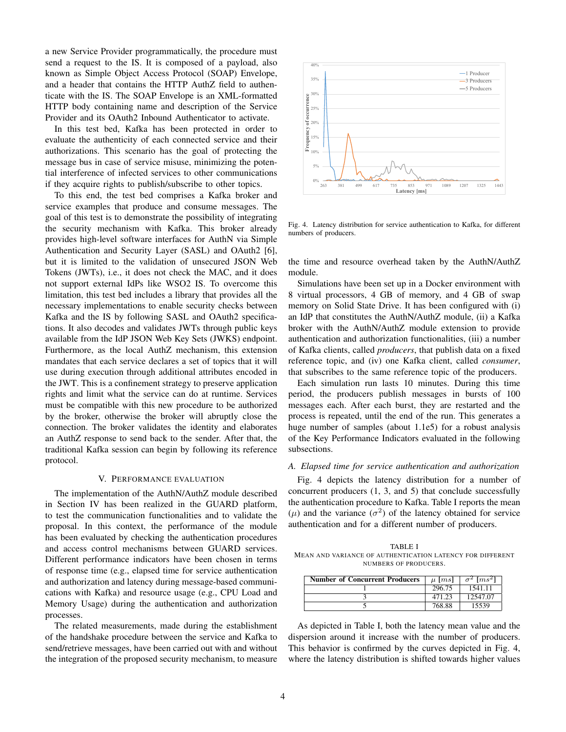a new Service Provider programmatically, the procedure must send a request to the IS. It is composed of a payload, also known as Simple Object Access Protocol (SOAP) Envelope, and a header that contains the HTTP AuthZ field to authenticate with the IS. The SOAP Envelope is an XML-formatted HTTP body containing name and description of the Service Provider and its OAuth2 Inbound Authenticator to activate.

In this test bed, Kafka has been protected in order to evaluate the authenticity of each connected service and their authorizations. This scenario has the goal of protecting the message bus in case of service misuse, minimizing the potential interference of infected services to other communications if they acquire rights to publish/subscribe to other topics.

To this end, the test bed comprises a Kafka broker and service examples that produce and consume messages. The goal of this test is to demonstrate the possibility of integrating the security mechanism with Kafka. This broker already provides high-level software interfaces for AuthN via Simple Authentication and Security Layer (SASL) and OAuth2 [6], but it is limited to the validation of unsecured JSON Web Tokens (JWTs), i.e., it does not check the MAC, and it does not support external IdPs like WSO2 IS. To overcome this limitation, this test bed includes a library that provides all the necessary implementations to enable security checks between Kafka and the IS by following SASL and OAuth2 specifications. It also decodes and validates JWTs through public keys available from the IdP JSON Web Key Sets (JWKS) endpoint. Furthermore, as the local AuthZ mechanism, this extension mandates that each service declares a set of topics that it will use during execution through additional attributes encoded in the JWT. This is a confinement strategy to preserve application rights and limit what the service can do at runtime. Services must be compatible with this new procedure to be authorized by the broker, otherwise the broker will abruptly close the connection. The broker validates the identity and elaborates an AuthZ response to send back to the sender. After that, the traditional Kafka session can begin by following its reference protocol.

## V. Performance Evaluation

The implementation of the AuthN/AuthZ module described in Section IV has been realized in the GUARD platform, to test the communication functionalities and to validate the proposal. In this context, the performance of the module has been evaluated by checking the authentication procedures and access control mechanisms between GUARD services. Different performance indicators have been chosen in terms of response time (e.g., elapsed time for service authentication and authorization and latency during message-based communications with Kafka) and resource usage (e.g., CPU Load and Memory Usage) during the authentication and authorization processes.

The related measurements, made during the establishment of the handshake procedure between the service and Kafka to send/retrieve messages, have been carried out with and without the integration of the proposed security mechanism, to measure the time and resource overhead taken by the AuthN/AuthZ module.

Fig. 4. Latency distribution for service authentication to Kafka, for different numbers of producers.

Simulations have been set up in a Docker environment with 8 virtual processors, 4 GB of memory, and 4 GB of swap memory on Solid State Drive. It has been configured with (i) an IdP that constitutes the AuthN/AuthZ module, (ii) a Kafka broker with the AuthN/AuthZ module extension to provide authentication and authorization functionalities, (iii) a number of Kafka clients, called *producers*, that publish data on a fixed reference topic, and (iv) one Kafka client, called *consumer*, that subscribes to the same reference topic of the producers.

Each simulation run lasts 10 minutes. During this time period, the producers publish messages in bursts of 100 messages each. After each burst, they are restarted and the process is repeated, until the end of the run. This generates a huge number of samples (about 1.1e5) for a robust analysis of the Key Performance Indicators evaluated in the following subsections.

### A. Elapsed time for service authentication and authorization

Fig. 4 depicts the latency distribution for a number of concurrent producers (1, 3, and 5) that conclude successfully the authentication procedure to Kafka. Table I reports the mean ($\mu$) and the variance ($\sigma^2$) of the latency obtained for service authentication and for a different number of producers.

TABLE I
Mean and variance of authentication latency for different numbers of producers.

| Number of Concurrent Producers | $\mu$ $[ms]$ | $\sigma^2$ $[ms^2]$ |
|---|---|---|
| 1 | 296.75 | 1541.11 |
| 3 | 471.23 | 12547.07 |
| 5 | 768.88 | 15539 |

As depicted in Table I, both the latency mean value and the dispersion around it increase with the number of producers. This behavior is confirmed by the curves depicted in Fig. 4, where the latency distribution is shifted towards higher values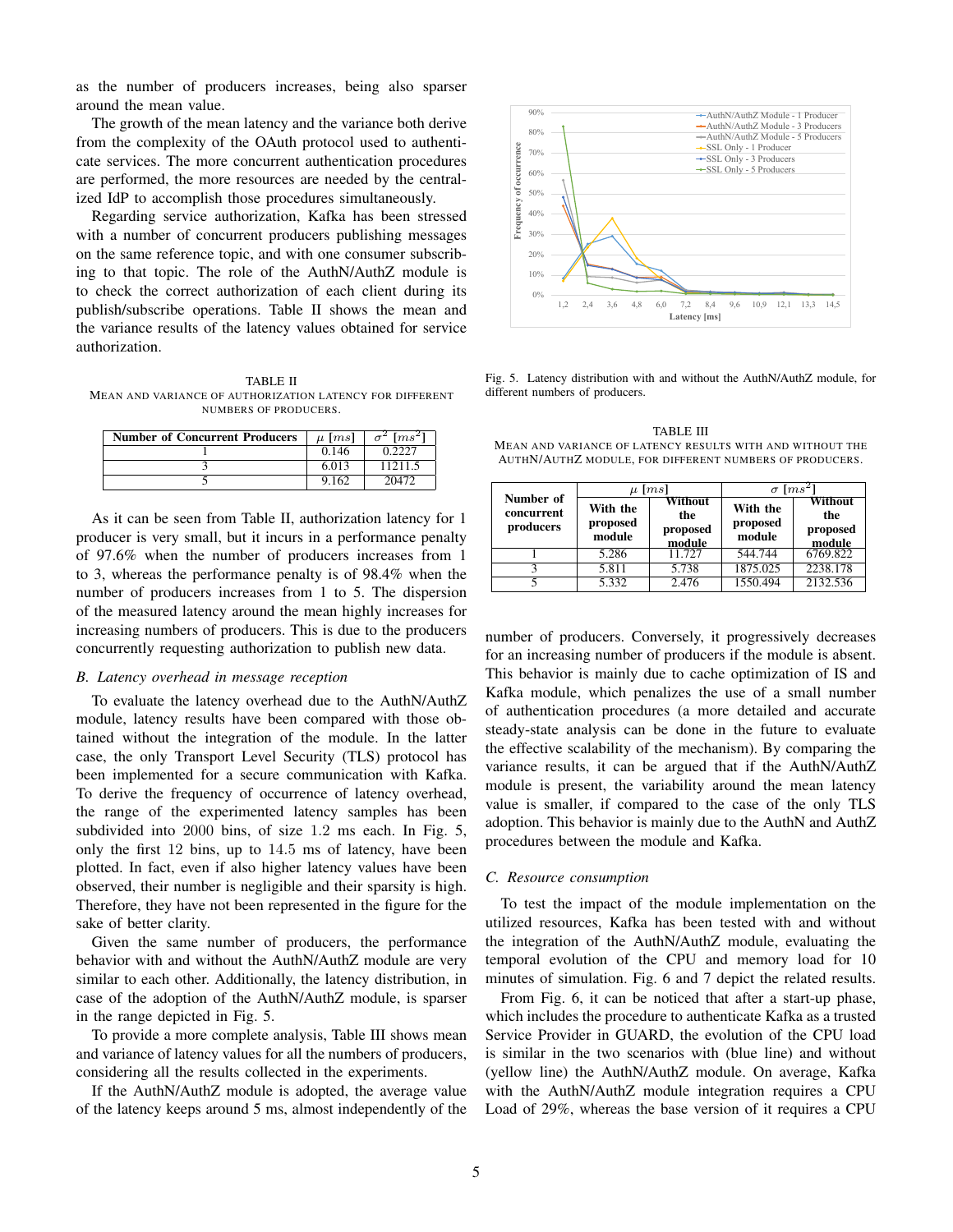as the number of producers increases, being also sparser around the mean value.

The growth of the mean latency and the variance both derive from the complexity of the OAuth protocol used to authenticate services. The more concurrent authentication procedures are performed, the more resources are needed by the centralized IdP to accomplish those procedures simultaneously.

Regarding service authorization, Kafka has been stressed with a number of concurrent producers publishing messages on the same reference topic, and with one consumer subscribing to that topic. The role of the AuthN/AuthZ module is to check the correct authorization of each client during its publish/subscribe operations. Table II shows the mean and the variance results of the latency values obtained for service authorization.

TABLE II
MEAN AND VARIANCE OF AUTHORIZATION LATENCY FOR DIFFERENT NUMBERS OF PRODUCERS.

| Number of Concurrent Producers | $\mu$ [$ms$] | $\sigma^2$ [$ms^2$] |
|---|---|---|
| 1 | 0.146 | 0.2227 |
| 3 | 6.013 | 11211.5 |
| 5 | 9.162 | 20472 |

As it can be seen from Table II, authorization latency for 1 producer is very small, but it incurs in a performance penalty of 97.6% when the number of producers increases from 1 to 3, whereas the performance penalty is of 98.4% when the number of producers increases from 1 to 5. The dispersion of the measured latency around the mean highly increases for increasing numbers of producers. This is due to the producers concurrently requesting authorization to publish new data.

### B. Latency overhead in message reception

To evaluate the latency overhead due to the AuthN/AuthZ module, latency results have been compared with those obtained without the integration of the module. In the latter case, the only Transport Level Security (TLS) protocol has been implemented for a secure communication with Kafka. To derive the frequency of occurrence of latency overhead, the range of the experimented latency samples has been subdivided into 2000 bins, of size 1.2 ms each. In Fig. 5, only the first 12 bins, up to 14.5 ms of latency, have been plotted. In fact, even if also higher latency values have been observed, their number is negligible and their sparsity is high. Therefore, they have not been represented in the figure for the sake of better clarity.

Given the same number of producers, the performance behavior with and without the AuthN/AuthZ module are very similar to each other. Additionally, the latency distribution, in case of the adoption of the AuthN/AuthZ module, is sparser in the range depicted in Fig. 5.

To provide a more complete analysis, Table III shows mean and variance of latency values for all the numbers of producers, considering all the results collected in the experiments.

If the AuthN/AuthZ module is adopted, the average value of the latency keeps around 5 ms, almost independently of the number of producers. Conversely, it progressively decreases for an increasing number of producers if the module is absent. This behavior is mainly due to cache optimization of IS and Kafka module, which penalizes the use of a small number of authentication procedures (a more detailed and accurate steady-state analysis can be done in the future to evaluate the effective scalability of the mechanism). By comparing the variance results, it can be argued that if the AuthN/AuthZ module is present, the variability around the mean latency value is smaller, if compared to the case of the only TLS adoption. This behavior is mainly due to the AuthN and AuthZ procedures between the module and Kafka.

Fig. 5. Latency distribution with and without the AuthN/AuthZ module, for different numbers of producers.

TABLE III
MEAN AND VARIANCE OF LATENCY RESULTS WITH AND WITHOUT THE AUTHN/AUTHZ MODULE, FOR DIFFERENT NUMBERS OF PRODUCERS.

| Number of concurrent producers | $\mu$ [$ms$] | | $\sigma$ [$ms^2$] | |
|---|---|---|---|---|
| | With the proposed module | Without the proposed module | With the proposed module | Without the proposed module |
| 1 | 5.286 | 11.727 | 544.744 | 6769.822 |
| 3 | 5.811 | 5.738 | 1875.025 | 2238.178 |
| 5 | 5.332 | 2.476 | 1550.494 | 2132.536 |

### C. Resource consumption

To test the impact of the module implementation on the utilized resources, Kafka has been tested with and without the integration of the AuthN/AuthZ module, evaluating the temporal evolution of the CPU and memory load for 10 minutes of simulation. Fig. 6 and 7 depict the related results.

From Fig. 6, it can be noticed that after a start-up phase, which includes the procedure to authenticate Kafka as a trusted Service Provider in GUARD, the evolution of the CPU load is similar in the two scenarios with (blue line) and without (yellow line) the AuthN/AuthZ module. On average, Kafka with the AuthN/AuthZ module integration requires a CPU Load of 29%, whereas the base version of it requires a CPU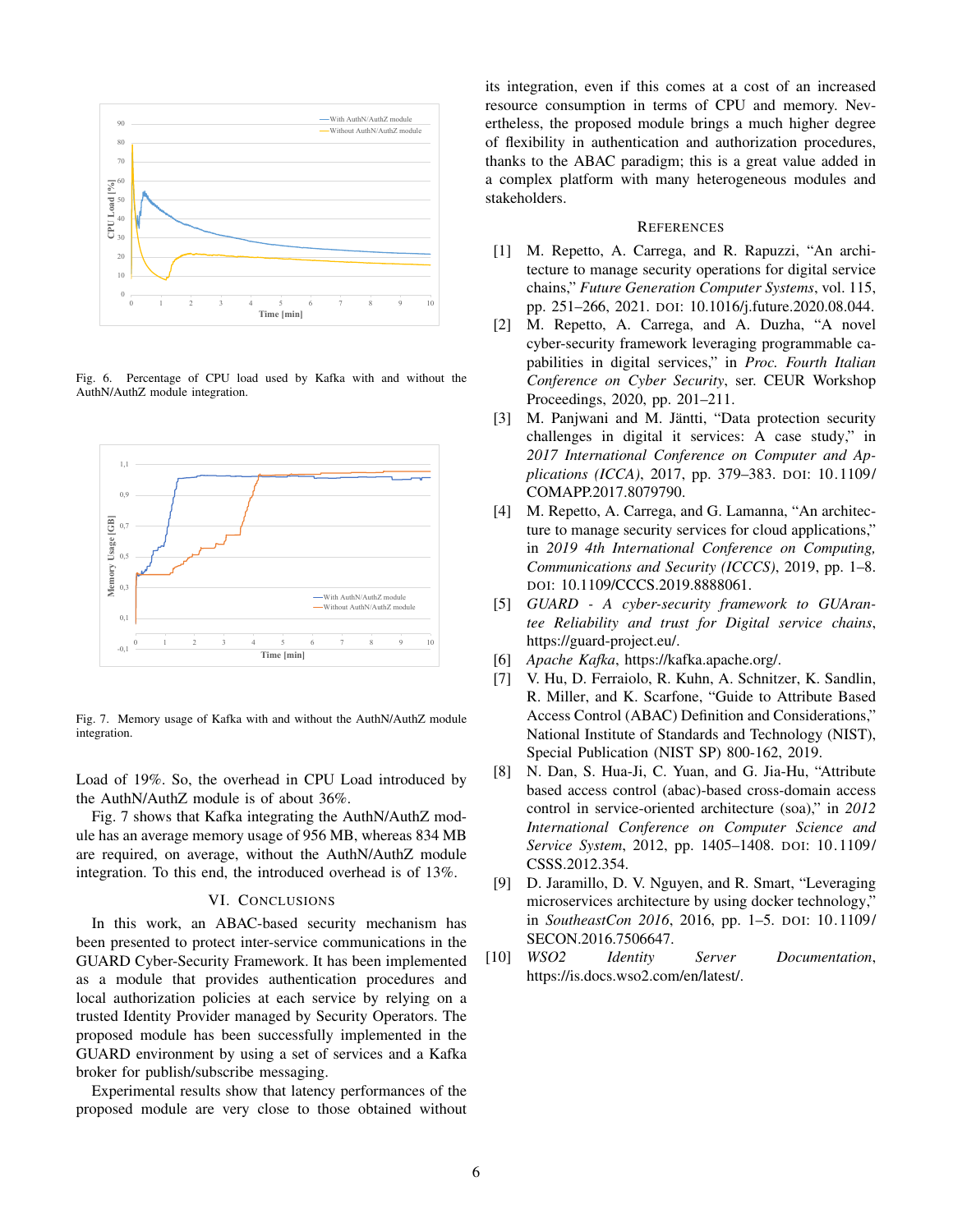90
80
70
60
50
40
30
20
10
0

CPU Load [%]

0 1 2 3 4 5 6 7 8 9 10

Time [min]

With AuthN/AuthZ module
Without AuthN/AuthZ module

Fig. 6. Percentage of CPU load used by Kafka with and without the AuthN/AuthZ module integration.

1,1
0,9
0,7
0,5
0,3
0,1
-0,1

Memory Usage [GB]

0 1 2 3 4 5 6 7 8 9 10

Time [min]

With AuthN/AuthZ module
Without AuthN/AuthZ module

Fig. 7. Memory usage of Kafka with and without the AuthN/AuthZ module integration.

Load of 19%. So, the overhead in CPU Load introduced by the AuthN/AuthZ module is of about 36%.

Fig. 7 shows that Kafka integrating the AuthN/AuthZ module has an average memory usage of 956 MB, whereas 834 MB are required, on average, without the AuthN/AuthZ module integration. To this end, the introduced overhead is of 13%.

## VI. Conclusions

In this work, an ABAC-based security mechanism has been presented to protect inter-service communications in the GUARD Cyber-Security Framework. It has been implemented as a module that provides authentication procedures and local authorization policies at each service by relying on a trusted Identity Provider managed by Security Operators. The proposed module has been successfully implemented in the GUARD environment by using a set of services and a Kafka broker for publish/subscribe messaging.

Experimental results show that latency performances of the proposed module are very close to those obtained without its integration, even if this comes at a cost of an increased resource consumption in terms of CPU and memory. Nevertheless, the proposed module brings a much higher degree of flexibility in authentication and authorization procedures, thanks to the ABAC paradigm; this is a great value added in a complex platform with many heterogeneous modules and stakeholders.

## References

[1] M. Repetto, A. Carrega, and R. Rapuzzi, "An architecture to manage security operations for digital service chains," *Future Generation Computer Systems*, vol. 115, pp. 251–266, 2021. DOI: 10.1016/j.future.2020.08.044.

[2] M. Repetto, A. Carrega, and A. Duzha, "A novel cyber-security framework leveraging programmable capabilities in digital services," in *Proc. Fourth Italian Conference on Cyber Security*, ser. CEUR Workshop Proceedings, 2020, pp. 201–211.

[3] M. Panjwani and M. Jäntti, "Data protection security challenges in digital it services: A case study," in *2017 International Conference on Computer and Applications (ICCA)*, 2017, pp. 379–383. DOI: 10.1109/COMAPP.2017.8079790.

[4] M. Repetto, A. Carrega, and G. Lamanna, "An architecture to manage security services for cloud applications," in *2019 4th International Conference on Computing, Communications and Security (ICCCS)*, 2019, pp. 1–8. DOI: 10.1109/CCCS.2019.8888061.

[5] *GUARD - A cyber-security framework to GUArantee Reliability and trust for Digital service chains*, https://guard-project.eu/.

[6] *Apache Kafka*, https://kafka.apache.org/.

[7] V. Hu, D. Ferraiolo, R. Kuhn, A. Schnitzer, K. Sandlin, R. Miller, and K. Scarfone, "Guide to Attribute Based Access Control (ABAC) Definition and Considerations," National Institute of Standards and Technology (NIST), Special Publication (NIST SP) 800-162, 2019.

[8] N. Dan, S. Hua-Ji, C. Yuan, and G. Jia-Hu, "Attribute based access control (abac)-based cross-domain access control in service-oriented architecture (soa)," in *2012 International Conference on Computer Science and Service System*, 2012, pp. 1405–1408. DOI: 10.1109/CSSS.2012.354.

[9] D. Jaramillo, D. V. Nguyen, and R. Smart, "Leveraging microservices architecture by using docker technology," in *SoutheastCon 2016*, 2016, pp. 1–5. DOI: 10.1109/SECON.2016.7506647.

[10] *WSO2 Identity Server Documentation*, https://is.docs.wso2.com/en/latest/.